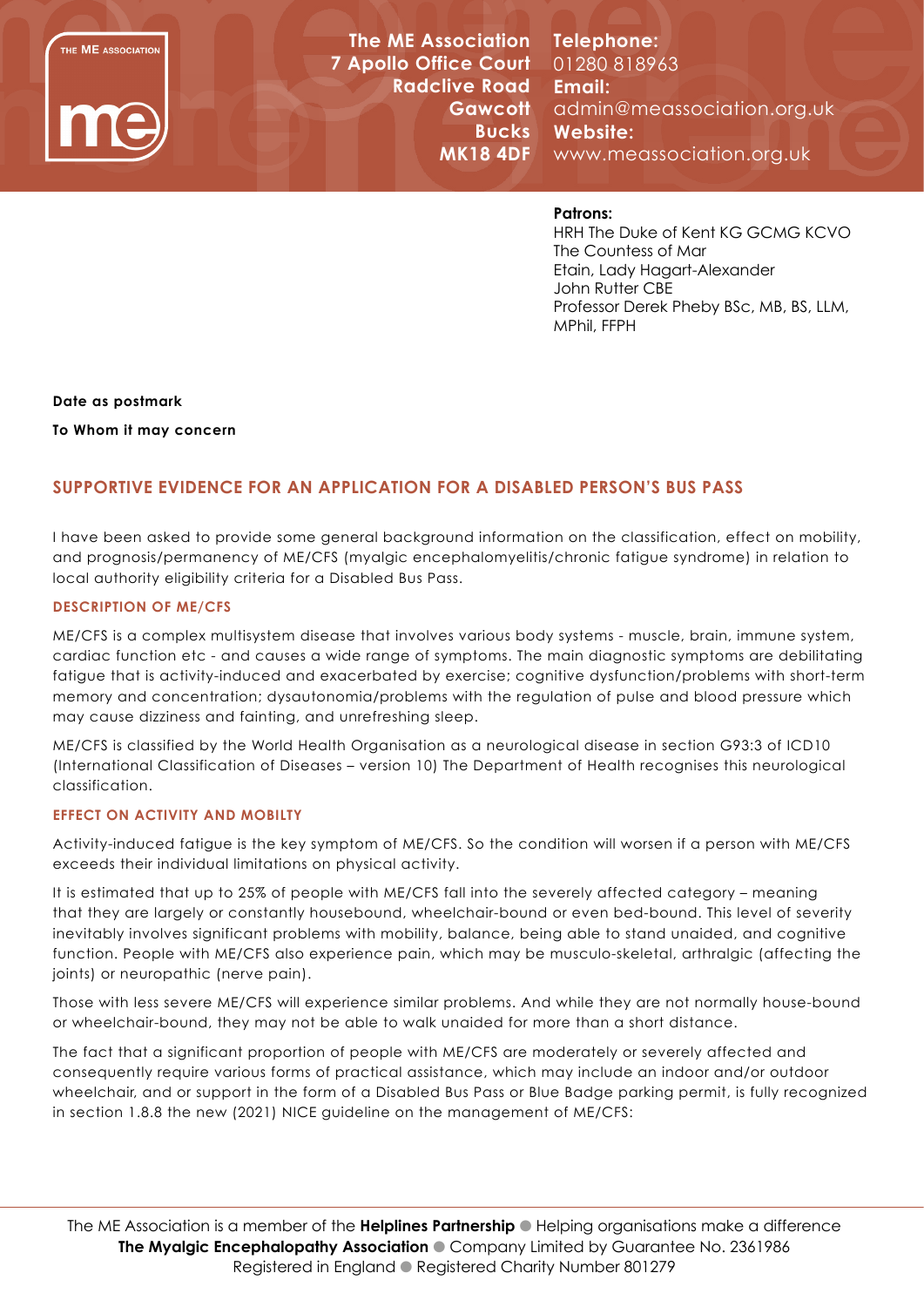**The ME Association**
**7 Apollo Office Court**
**Radclive Road**
**Gawcott**
**Bucks**
**MK18 4DF**

**Telephone:**
01280 818963
**Email:**
admin@meassociation.org.uk
**Website:**
www.meassociation.org.uk

**Patrons:**
HRH The Duke of Kent KG GCMG KCVO
The Countess of Mar
Etain, Lady Hagart-Alexander
John Rutter CBE
Professor Derek Pheby BSc, MB, BS, LLM, MPhil, FFPH

**Date as postmark**

**To Whom it may concern**

## SUPPORTIVE EVIDENCE FOR AN APPLICATION FOR A DISABLED PERSON'S BUS PASS

I have been asked to provide some general background information on the classification, effect on mobility, and prognosis/permanency of ME/CFS (myalgic encephalomyelitis/chronic fatigue syndrome) in relation to local authority eligibility criteria for a Disabled Bus Pass.

### DESCRIPTION OF ME/CFS

ME/CFS is a complex multisystem disease that involves various body systems - muscle, brain, immune system, cardiac function etc - and causes a wide range of symptoms. The main diagnostic symptoms are debilitating fatigue that is activity-induced and exacerbated by exercise; cognitive dysfunction/problems with short-term memory and concentration; dysautonomia/problems with the regulation of pulse and blood pressure which may cause dizziness and fainting, and unrefreshing sleep.

ME/CFS is classified by the World Health Organisation as a neurological disease in section G93:3 of ICD10 (International Classification of Diseases – version 10) The Department of Health recognises this neurological classification.

### EFFECT ON ACTIVITY AND MOBILTY

Activity-induced fatigue is the key symptom of ME/CFS. So the condition will worsen if a person with ME/CFS exceeds their individual limitations on physical activity.

It is estimated that up to 25% of people with ME/CFS fall into the severely affected category – meaning that they are largely or constantly housebound, wheelchair-bound or even bed-bound. This level of severity inevitably involves significant problems with mobility, balance, being able to stand unaided, and cognitive function. People with ME/CFS also experience pain, which may be musculo-skeletal, arthralgic (affecting the joints) or neuropathic (nerve pain).

Those with less severe ME/CFS will experience similar problems. And while they are not normally house-bound or wheelchair-bound, they may not be able to walk unaided for more than a short distance.

The fact that a significant proportion of people with ME/CFS are moderately or severely affected and consequently require various forms of practical assistance, which may include an indoor and/or outdoor wheelchair, and or support in the form of a Disabled Bus Pass or Blue Badge parking permit, is fully recognized in section 1.8.8 the new (2021) NICE guideline on the management of ME/CFS:

The ME Association is a member of the **Helplines Partnership** ● Helping organisations make a difference
**The Myalgic Encephalopathy Association** ● Company Limited by Guarantee No. 2361986
Registered in England ● Registered Charity Number 801279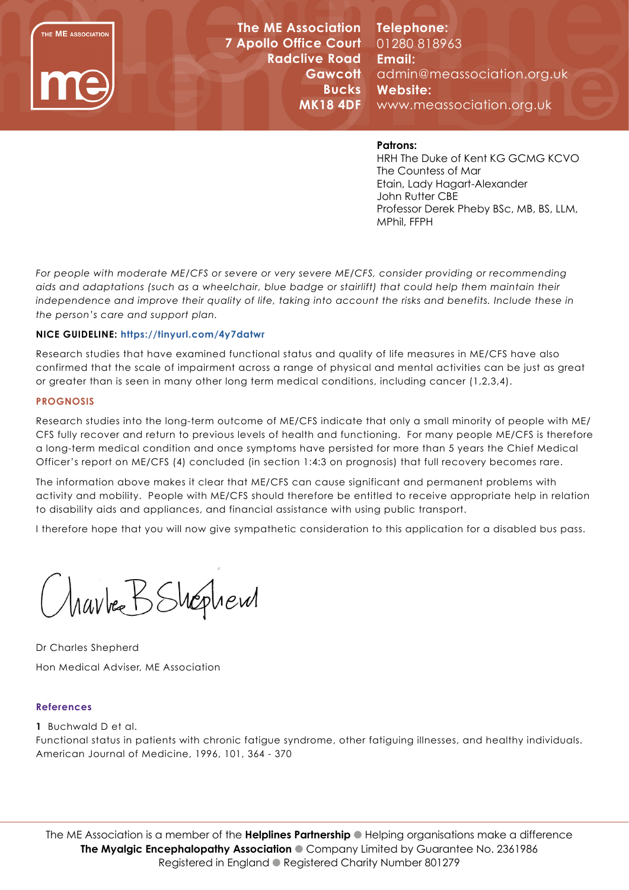**The ME Association**
**7 Apollo Office Court**
**Radclive Road**
**Gawcott**
**Bucks**
**MK18 4DF**

**Telephone:**
01280 818963
**Email:**
admin@meassociation.org.uk
**Website:**
www.meassociation.org.uk

**Patrons:**
HRH The Duke of Kent KG GCMG KCVO
The Countess of Mar
Etain, Lady Hagart-Alexander
John Rutter CBE
Professor Derek Pheby BSc, MB, BS, LLM, MPhil, FFPH

*For people with moderate ME/CFS or severe or very severe ME/CFS, consider providing or recommending aids and adaptations (such as a wheelchair, blue badge or stairlift) that could help them maintain their independence and improve their quality of life, taking into account the risks and benefits. Include these in the person's care and support plan.*

**NICE GUIDELINE: https://tinyurl.com/4y7datwr**

Research studies that have examined functional status and quality of life measures in ME/CFS have also confirmed that the scale of impairment across a range of physical and mental activities can be just as great or greater than is seen in many other long term medical conditions, including cancer (1,2,3,4).

## PROGNOSIS

Research studies into the long-term outcome of ME/CFS indicate that only a small minority of people with ME/CFS fully recover and return to previous levels of health and functioning. For many people ME/CFS is therefore a long-term medical condition and once symptoms have persisted for more than 5 years the Chief Medical Officer's report on ME/CFS (4) concluded (in section 1:4:3 on prognosis) that full recovery becomes rare.

The information above makes it clear that ME/CFS can cause significant and permanent problems with activity and mobility. People with ME/CFS should therefore be entitled to receive appropriate help in relation to disability aids and appliances, and financial assistance with using public transport.

I therefore hope that you will now give sympathetic consideration to this application for a disabled bus pass.

Charles B Shepherd

Dr Charles Shepherd

Hon Medical Adviser, ME Association

### References

**1** Buchwald D et al.
Functional status in patients with chronic fatigue syndrome, other fatiguing illnesses, and healthy individuals. American Journal of Medicine, 1996, 101, 364 - 370

The ME Association is a member of the **Helplines Partnership** ● Helping organisations make a difference
**The Myalgic Encephalopathy Association** ● Company Limited by Guarantee No. 2361986
Registered in England ● Registered Charity Number 801279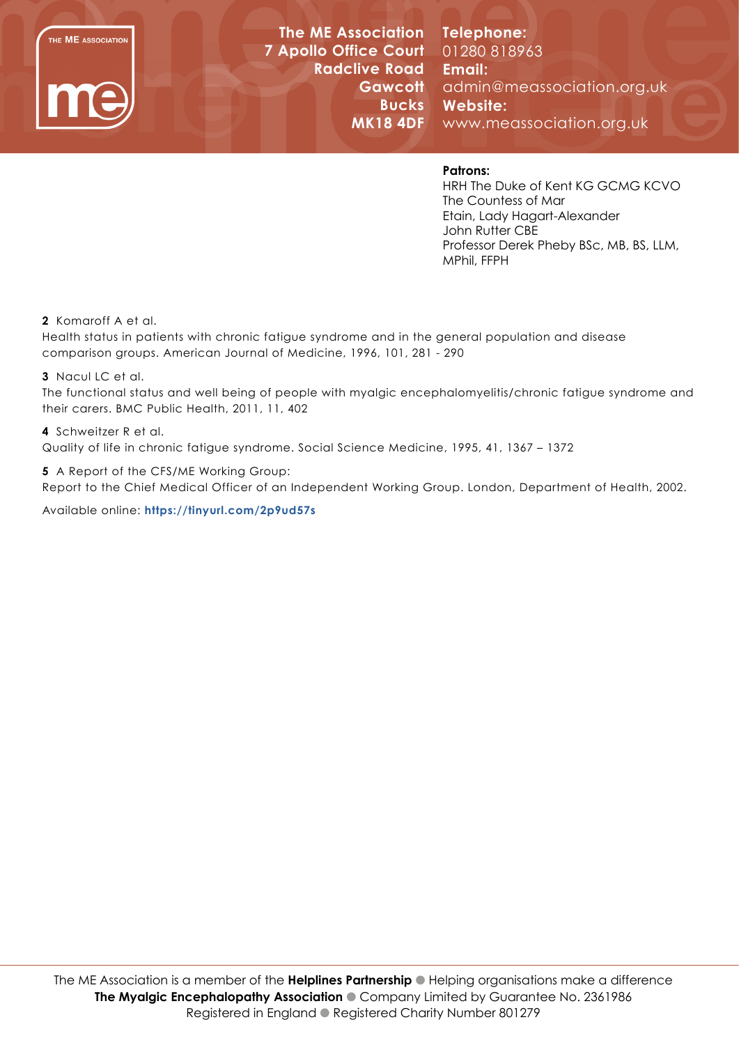**2** Komaroff A et al.
Health status in patients with chronic fatigue syndrome and in the general population and disease comparison groups. American Journal of Medicine, 1996, 101, 281 - 290

**3** Nacul LC et al.
The functional status and well being of people with myalgic encephalomyelitis/chronic fatigue syndrome and their carers. BMC Public Health, 2011, 11, 402

**4** Schweitzer R et al.
Quality of life in chronic fatigue syndrome. Social Science Medicine, 1995, 41, 1367 – 1372

**5** A Report of the CFS/ME Working Group:
Report to the Chief Medical Officer of an Independent Working Group. London, Department of Health, 2002.

Available online: **https://tinyurl.com/2p9ud57s**